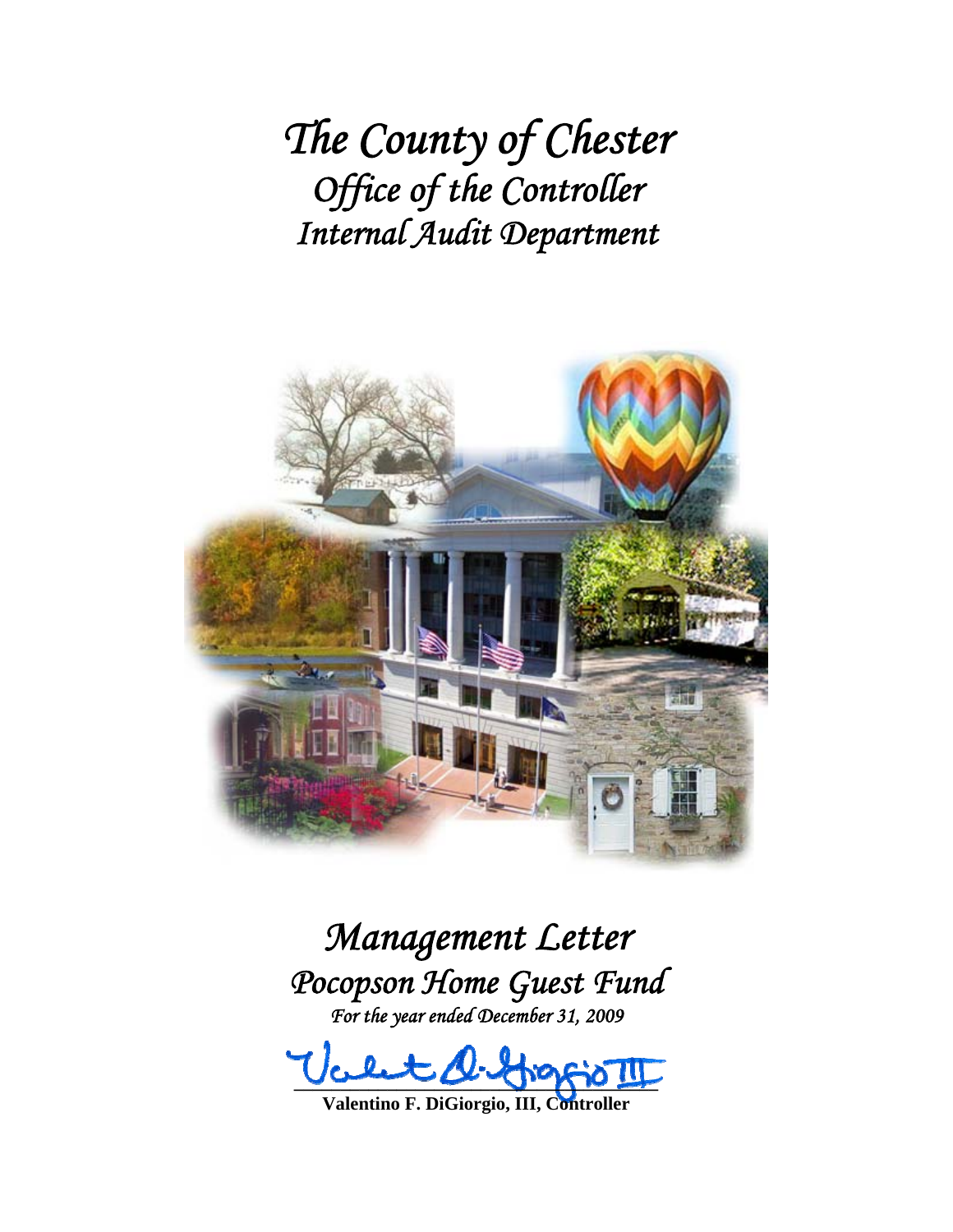# The County of Chester
## Office of the Controller
## Internal Audit Department

# Management Letter
## Pocopson Home Guest Fund
*For the year ended December 31, 2009*

**Valentino F. DiGiorgio, III, Controller**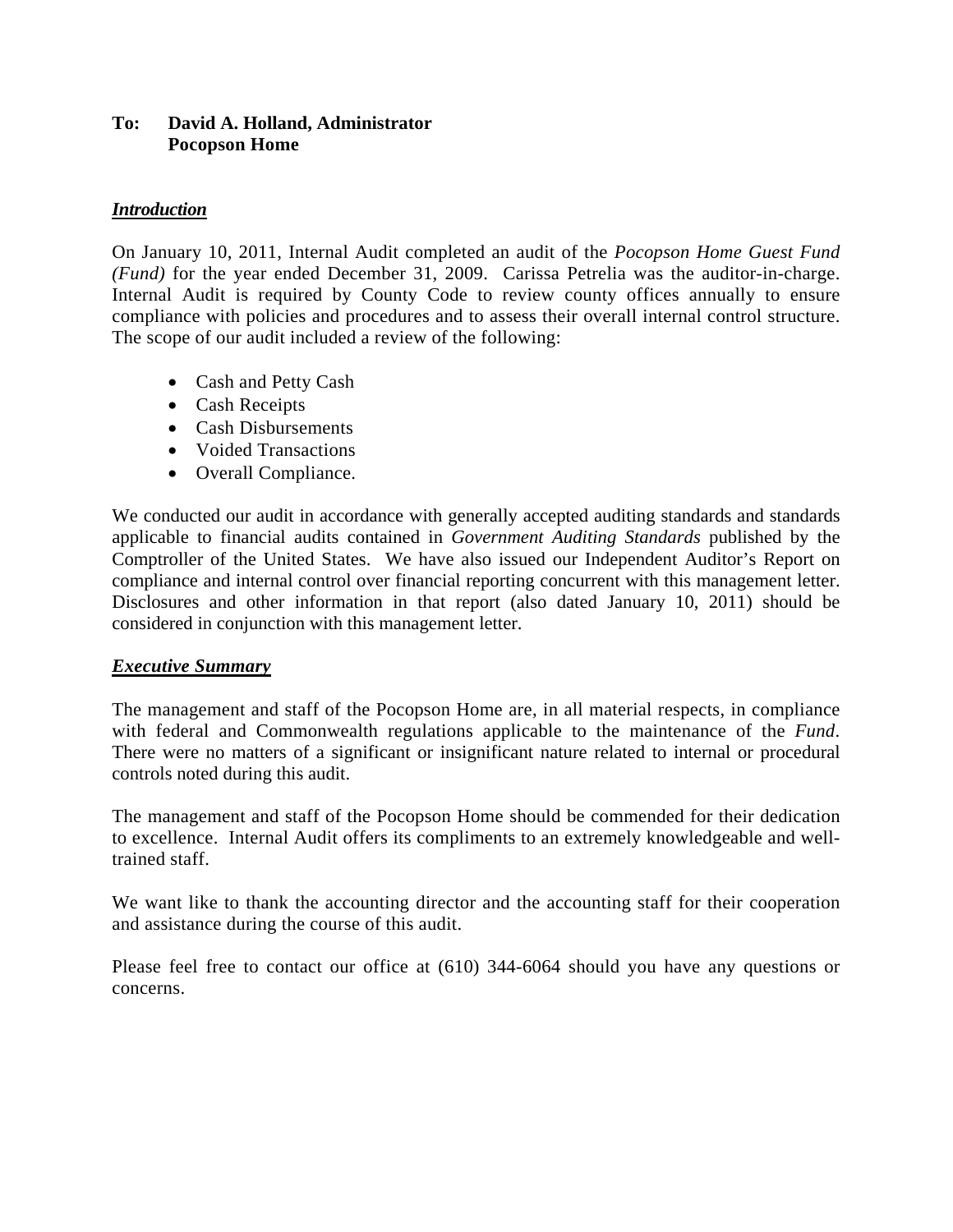**To: David A. Holland, Administrator**
**Pocopson Home**

***Introduction***

On January 10, 2011, Internal Audit completed an audit of the *Pocopson Home Guest Fund (Fund)* for the year ended December 31, 2009. Carissa Petrelia was the auditor-in-charge. Internal Audit is required by County Code to review county offices annually to ensure compliance with policies and procedures and to assess their overall internal control structure. The scope of our audit included a review of the following:

- Cash and Petty Cash
- Cash Receipts
- Cash Disbursements
- Voided Transactions
- Overall Compliance.

We conducted our audit in accordance with generally accepted auditing standards and standards applicable to financial audits contained in *Government Auditing Standards* published by the Comptroller of the United States. We have also issued our Independent Auditor's Report on compliance and internal control over financial reporting concurrent with this management letter. Disclosures and other information in that report (also dated January 10, 2011) should be considered in conjunction with this management letter.

***Executive Summary***

The management and staff of the Pocopson Home are, in all material respects, in compliance with federal and Commonwealth regulations applicable to the maintenance of the *Fund*. There were no matters of a significant or insignificant nature related to internal or procedural controls noted during this audit.

The management and staff of the Pocopson Home should be commended for their dedication to excellence. Internal Audit offers its compliments to an extremely knowledgeable and well-trained staff.

We want like to thank the accounting director and the accounting staff for their cooperation and assistance during the course of this audit.

Please feel free to contact our office at (610) 344-6064 should you have any questions or concerns.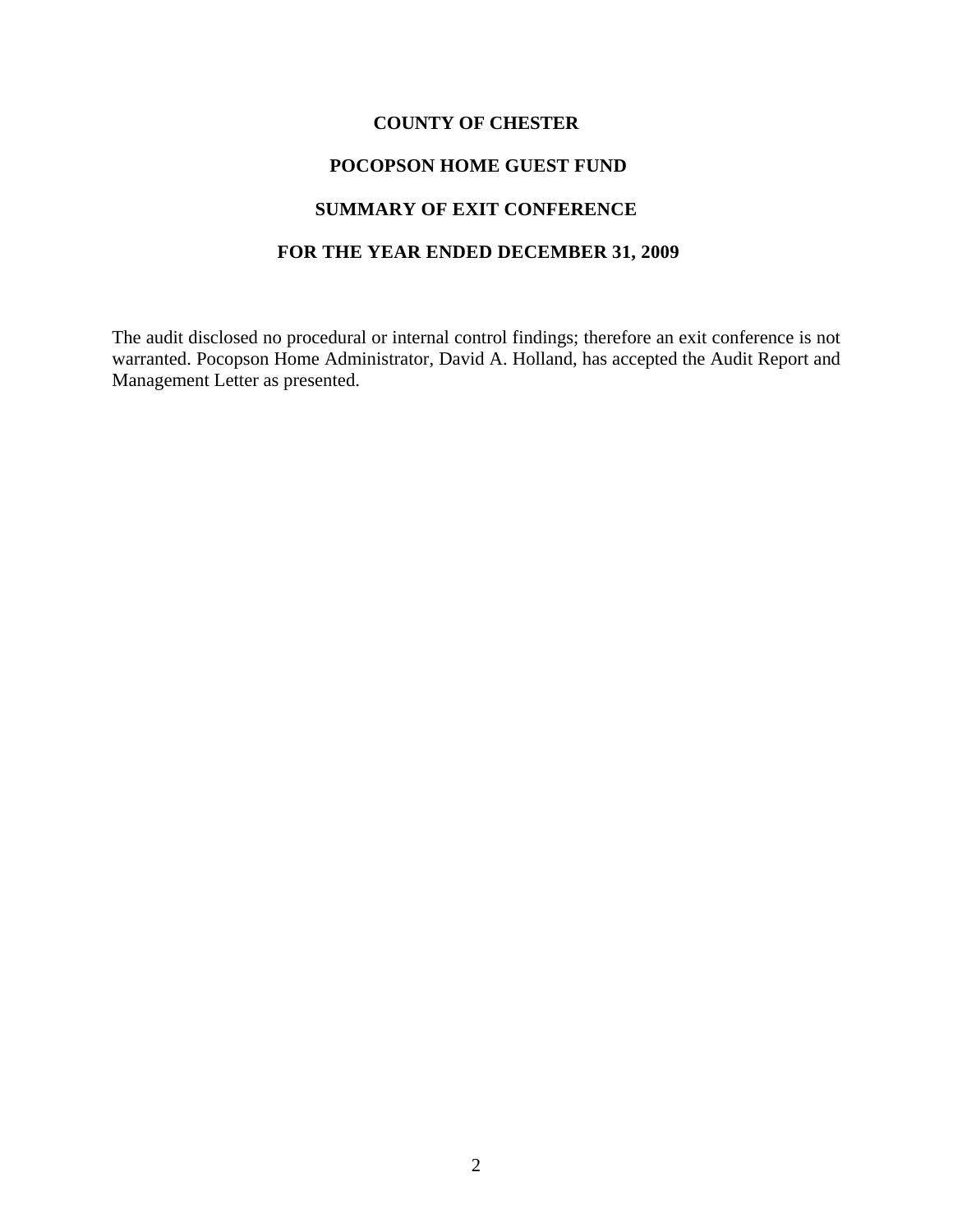# COUNTY OF CHESTER

## POCOPSON HOME GUEST FUND

## SUMMARY OF EXIT CONFERENCE

## FOR THE YEAR ENDED DECEMBER 31, 2009

The audit disclosed no procedural or internal control findings; therefore an exit conference is not warranted. Pocopson Home Administrator, David A. Holland, has accepted the Audit Report and Management Letter as presented.